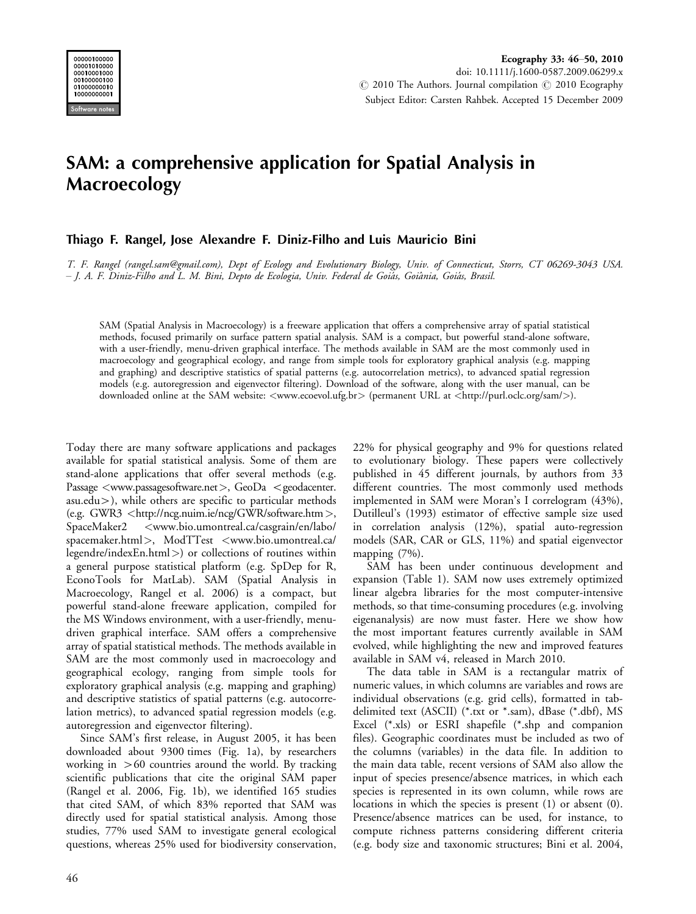# SAM: a comprehensive application for Spatial Analysis in Macroecology

**Thiago F. Rangel, Jose Alexandre F. Diniz-Filho and Luis Mauricio Bini**

*T. F. Rangel (rangel.sam@gmail.com), Dept of Ecology and Evolutionary Biology, Univ. of Connecticut, Storrs, CT 06269-3043 USA. – J. A. F. Diniz-Filho and L. M. Bini, Depto de Ecologia, Univ. Federal de Goiás, Goiânia, Goiás, Brasil.*

SAM (Spatial Analysis in Macroecology) is a freeware application that offers a comprehensive array of spatial statistical methods, focused primarily on surface pattern spatial analysis. SAM is a compact, but powerful stand-alone software, with a user-friendly, menu-driven graphical interface. The methods available in SAM are the most commonly used in macroecology and geographical ecology, and range from simple tools for exploratory graphical analysis (e.g. mapping and graphing) and descriptive statistics of spatial patterns (e.g. autocorrelation metrics), to advanced spatial regression models (e.g. autoregression and eigenvector filtering). Download of the software, along with the user manual, can be downloaded online at the SAM website: <www.ecoevol.ufg.br> (permanent URL at <http://purl.oclc.org/sam/>).

Today there are many software applications and packages available for spatial statistical analysis. Some of them are stand-alone applications that offer several methods (e.g. Passage <www.passagesoftware.net>, GeoDa <geodacenter.asu.edu>), while others are specific to particular methods (e.g. GWR3 <http://ncg.nuim.ie/ncg/GWR/software.htm>, SpaceMaker2 <www.bio.umontreal.ca/casgrain/en/labo/spacemaker.html>, ModTTest <www.bio.umontreal.ca/legendre/indexEn.html>) or collections of routines within a general purpose statistical platform (e.g. SpDep for R, EconoTools for MatLab). SAM (Spatial Analysis in Macroecology, Rangel et al. 2006) is a compact, but powerful stand-alone freeware application, compiled for the MS Windows environment, with a user-friendly, menu-driven graphical interface. SAM offers a comprehensive array of spatial statistical methods. The methods available in SAM are the most commonly used in macroecology and geographical ecology, ranging from simple tools for exploratory graphical analysis (e.g. mapping and graphing) and descriptive statistics of spatial patterns (e.g. autocorrelation metrics), to advanced spatial regression models (e.g. autoregression and eigenvector filtering).

Since SAM's first release, in August 2005, it has been downloaded about 9300 times (Fig. 1a), by researchers working in >60 countries around the world. By tracking scientific publications that cite the original SAM paper (Rangel et al. 2006, Fig. 1b), we identified 165 studies that cited SAM, of which 83% reported that SAM was directly used for spatial statistical analysis. Among those studies, 77% used SAM to investigate general ecological questions, whereas 25% used for biodiversity conservation, 22% for physical geography and 9% for questions related to evolutionary biology. These papers were collectively published in 45 different journals, by authors from 33 different countries. The most commonly used methods implemented in SAM were Moran's I correlogram (43%), Dutilleul's (1993) estimator of effective sample size used in correlation analysis (12%), spatial auto-regression models (SAR, CAR or GLS, 11%) and spatial eigenvector mapping (7%).

SAM has been under continuous development and expansion (Table 1). SAM now uses extremely optimized linear algebra libraries for the most computer-intensive methods, so that time-consuming procedures (e.g. involving eigenanalysis) are now must faster. Here we show how the most important features currently available in SAM evolved, while highlighting the new and improved features available in SAM v4, released in March 2010.

The data table in SAM is a rectangular matrix of numeric values, in which columns are variables and rows are individual observations (e.g. grid cells), formatted in tab-delimited text (ASCII) (*.txt or *.sam), dBase (*.dbf), MS Excel (*.xls) or ESRI shapefile (*.shp and companion files). Geographic coordinates must be included as two of the columns (variables) in the data file. In addition to the main data table, recent versions of SAM also allow the input of species presence/absence matrices, in which each species is represented in its own column, while rows are locations in which the species is present (1) or absent (0). Presence/absence matrices can be used, for instance, to compute richness patterns considering different criteria (e.g. body size and taxonomic structures; Bini et al. 2004,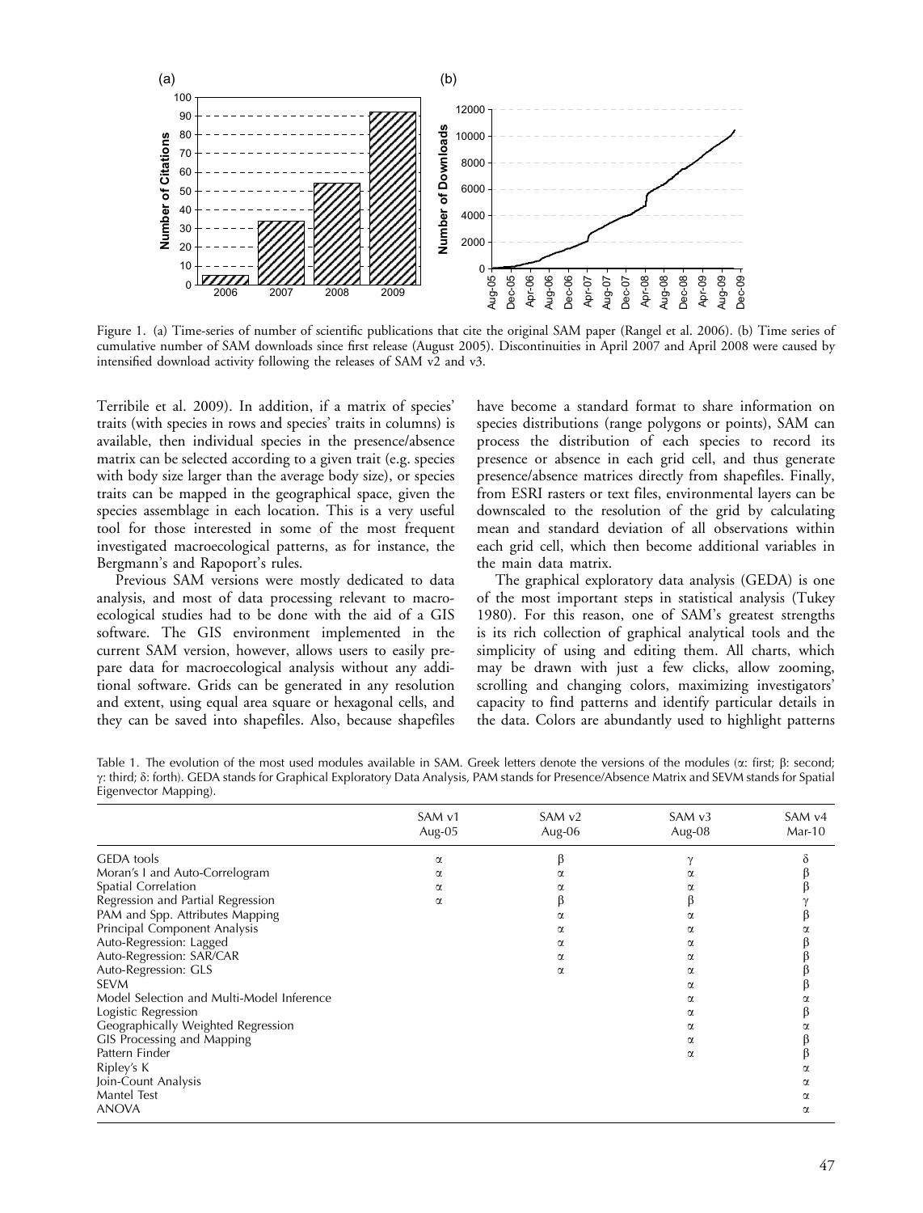Figure 1. (a) Time-series of number of scientific publications that cite the original SAM paper (Rangel et al. 2006). (b) Time series of cumulative number of SAM downloads since first release (August 2005). Discontinuities in April 2007 and April 2008 were caused by intensified download activity following the releases of SAM v2 and v3.

Terribile et al. 2009). In addition, if a matrix of species' traits (with species in rows and species' traits in columns) is available, then individual species in the presence/absence matrix can be selected according to a given trait (e.g. species with body size larger than the average body size), or species traits can be mapped in the geographical space, given the species assemblage in each location. This is a very useful tool for those interested in some of the most frequent investigated macroecological patterns, as for instance, the Bergmann's and Rapoport's rules.

Previous SAM versions were mostly dedicated to data analysis, and most of data processing relevant to macroecological studies had to be done with the aid of a GIS software. The GIS environment implemented in the current SAM version, however, allows users to easily prepare data for macroecological analysis without any additional software. Grids can be generated in any resolution and extent, using equal area square or hexagonal cells, and they can be saved into shapefiles. Also, because shapefiles have become a standard format to share information on species distributions (range polygons or points), SAM can process the distribution of each species to record its presence or absence in each grid cell, and thus generate presence/absence matrices directly from shapefiles. Finally, from ESRI rasters or text files, environmental layers can be downscaled to the resolution of the grid by calculating mean and standard deviation of all observations within each grid cell, which then become additional variables in the main data matrix.

The graphical exploratory data analysis (GEDA) is one of the most important steps in statistical analysis (Tukey 1980). For this reason, one of SAM's greatest strengths is its rich collection of graphical analytical tools and the simplicity of using and editing them. All charts, which may be drawn with just a few clicks, allow zooming, scrolling and changing colors, maximizing investigators' capacity to find patterns and identify particular details in the data. Colors are abundantly used to highlight patterns

Table 1. The evolution of the most used modules available in SAM. Greek letters denote the versions of the modules (α: first; β: second; γ: third; δ: forth). GEDA stands for Graphical Exploratory Data Analysis, PAM stands for Presence/Absence Matrix and SEVM stands for Spatial Eigenvector Mapping).

| | SAM v1 Aug-05 | SAM v2 Aug-06 | SAM v3 Aug-08 | SAM v4 Mar-10 |
|---|---|---|---|---|
| GEDA tools | α | β | γ | δ |
| Moran's I and Auto-Correlogram | α | α | α | β |
| Spatial Correlation | α | α | α | β |
| Regression and Partial Regression | α | β | β | γ |
| PAM and Spp. Attributes Mapping | | α | α | β |
| Principal Component Analysis | | α | α | α |
| Auto-Regression: Lagged | | α | α | β |
| Auto-Regression: SAR/CAR | | α | α | β |
| Auto-Regression: GLS | | α | α | β |
| SEVM | | | α | β |
| Model Selection and Multi-Model Inference | | | α | α |
| Logistic Regression | | | α | β |
| Geographically Weighted Regression | | | α | α |
| GIS Processing and Mapping | | | α | β |
| Pattern Finder | | | α | β |
| Ripley's K | | | | α |
| Join-Count Analysis | | | | α |
| Mantel Test | | | | α |
| ANOVA | | | | α |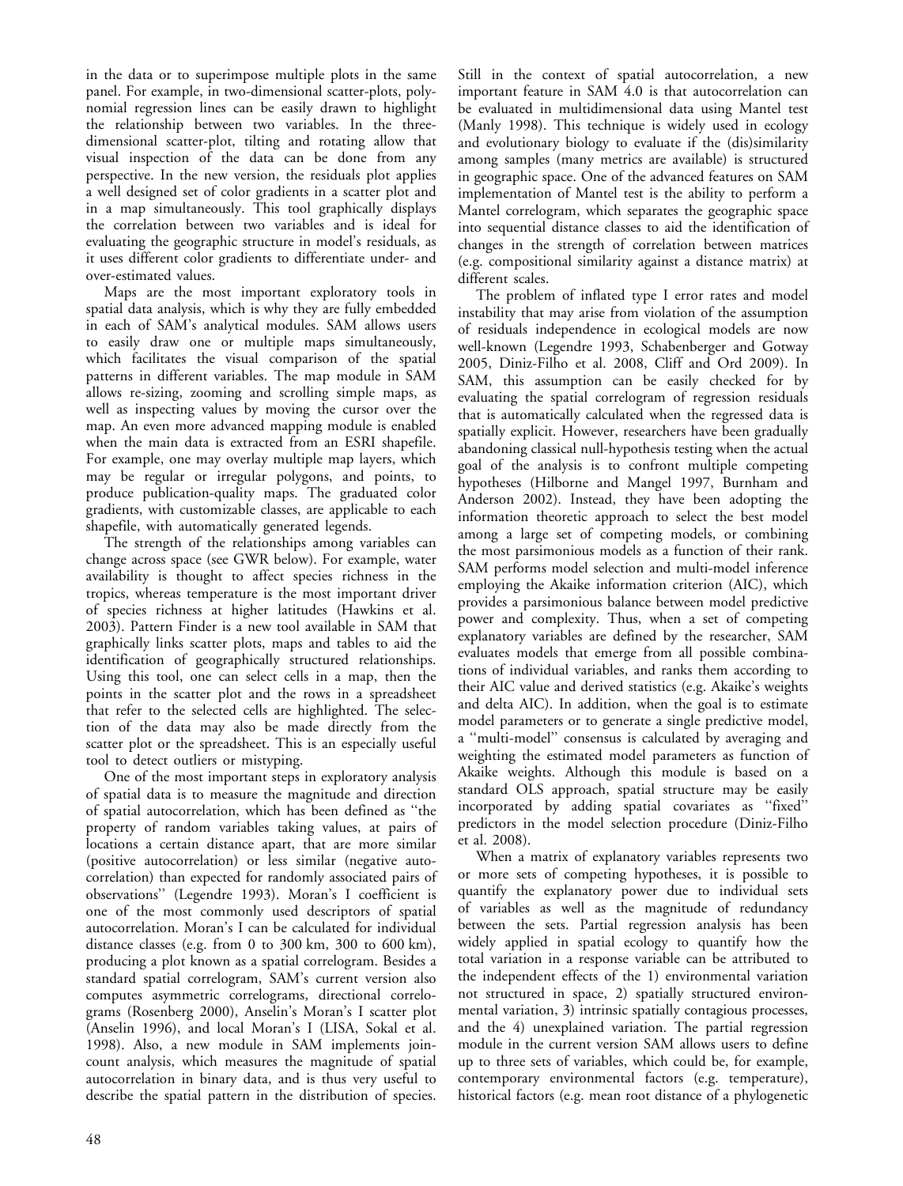in the data or to superimpose multiple plots in the same panel. For example, in two-dimensional scatter-plots, polynomial regression lines can be easily drawn to highlight the relationship between two variables. In the three-dimensional scatter-plot, tilting and rotating allow that visual inspection of the data can be done from any perspective. In the new version, the residuals plot applies a well designed set of color gradients in a scatter plot and in a map simultaneously. This tool graphically displays the correlation between two variables and is ideal for evaluating the geographic structure in model's residuals, as it uses different color gradients to differentiate under- and over-estimated values.

Maps are the most important exploratory tools in spatial data analysis, which is why they are fully embedded in each of SAM's analytical modules. SAM allows users to easily draw one or multiple maps simultaneously, which facilitates the visual comparison of the spatial patterns in different variables. The map module in SAM allows re-sizing, zooming and scrolling simple maps, as well as inspecting values by moving the cursor over the map. An even more advanced mapping module is enabled when the main data is extracted from an ESRI shapefile. For example, one may overlay multiple map layers, which may be regular or irregular polygons, and points, to produce publication-quality maps. The graduated color gradients, with customizable classes, are applicable to each shapefile, with automatically generated legends.

The strength of the relationships among variables can change across space (see GWR below). For example, water availability is thought to affect species richness in the tropics, whereas temperature is the most important driver of species richness at higher latitudes (Hawkins et al. 2003). Pattern Finder is a new tool available in SAM that graphically links scatter plots, maps and tables to aid the identification of geographically structured relationships. Using this tool, one can select cells in a map, then the points in the scatter plot and the rows in a spreadsheet that refer to the selected cells are highlighted. The selection of the data may also be made directly from the scatter plot or the spreadsheet. This is an especially useful tool to detect outliers or mistyping.

One of the most important steps in exploratory analysis of spatial data is to measure the magnitude and direction of spatial autocorrelation, which has been defined as ''the property of random variables taking values, at pairs of locations a certain distance apart, that are more similar (positive autocorrelation) or less similar (negative autocorrelation) than expected for randomly associated pairs of observations'' (Legendre 1993). Moran's I coefficient is one of the most commonly used descriptors of spatial autocorrelation. Moran's I can be calculated for individual distance classes (e.g. from 0 to 300 km, 300 to 600 km), producing a plot known as a spatial correlogram. Besides a standard spatial correlogram, SAM's current version also computes asymmetric correlograms, directional correlograms (Rosenberg 2000), Anselin's Moran's I scatter plot (Anselin 1996), and local Moran's I (LISA, Sokal et al. 1998). Also, a new module in SAM implements join-count analysis, which measures the magnitude of spatial autocorrelation in binary data, and is thus very useful to describe the spatial pattern in the distribution of species.

Still in the context of spatial autocorrelation, a new important feature in SAM 4.0 is that autocorrelation can be evaluated in multidimensional data using Mantel test (Manly 1998). This technique is widely used in ecology and evolutionary biology to evaluate if the (dis)similarity among samples (many metrics are available) is structured in geographic space. One of the advanced features on SAM implementation of Mantel test is the ability to perform a Mantel correlogram, which separates the geographic space into sequential distance classes to aid the identification of changes in the strength of correlation between matrices (e.g. compositional similarity against a distance matrix) at different scales.

The problem of inflated type I error rates and model instability that may arise from violation of the assumption of residuals independence in ecological models are now well-known (Legendre 1993, Schabenberger and Gotway 2005, Diniz-Filho et al. 2008, Cliff and Ord 2009). In SAM, this assumption can be easily checked for by evaluating the spatial correlogram of regression residuals that is automatically calculated when the regressed data is spatially explicit. However, researchers have been gradually abandoning classical null-hypothesis testing when the actual goal of the analysis is to confront multiple competing hypotheses (Hilborne and Mangel 1997, Burnham and Anderson 2002). Instead, they have been adopting the information theoretic approach to select the best model among a large set of competing models, or combining the most parsimonious models as a function of their rank. SAM performs model selection and multi-model inference employing the Akaike information criterion (AIC), which provides a parsimonious balance between model predictive power and complexity. Thus, when a set of competing explanatory variables are defined by the researcher, SAM evaluates models that emerge from all possible combinations of individual variables, and ranks them according to their AIC value and derived statistics (e.g. Akaike's weights and delta AIC). In addition, when the goal is to estimate model parameters or to generate a single predictive model, a ''multi-model'' consensus is calculated by averaging and weighting the estimated model parameters as function of Akaike weights. Although this module is based on a standard OLS approach, spatial structure may be easily incorporated by adding spatial covariates as ''fixed'' predictors in the model selection procedure (Diniz-Filho et al. 2008).

When a matrix of explanatory variables represents two or more sets of competing hypotheses, it is possible to quantify the explanatory power due to individual sets of variables as well as the magnitude of redundancy between the sets. Partial regression analysis has been widely applied in spatial ecology to quantify how the total variation in a response variable can be attributed to the independent effects of the 1) environmental variation not structured in space, 2) spatially structured environmental variation, 3) intrinsic spatially contagious processes, and the 4) unexplained variation. The partial regression module in the current version SAM allows users to define up to three sets of variables, which could be, for example, contemporary environmental factors (e.g. temperature), historical factors (e.g. mean root distance of a phylogenetic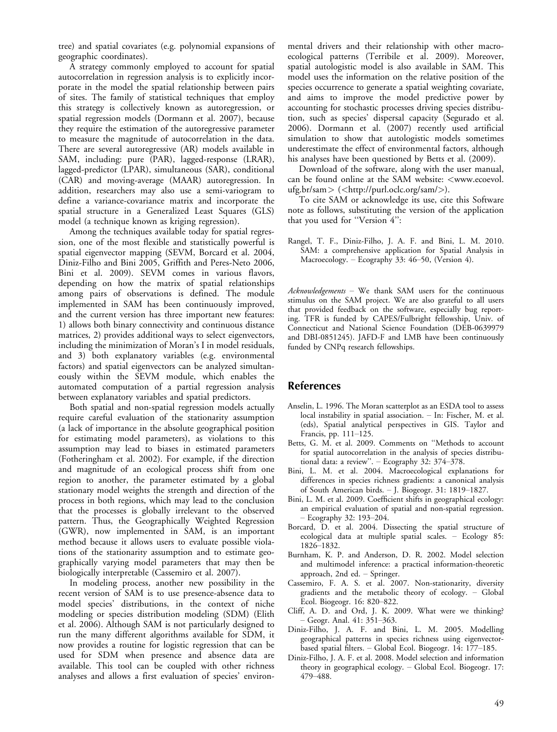tree) and spatial covariates (e.g. polynomial expansions of geographic coordinates).

A strategy commonly employed to account for spatial autocorrelation in regression analysis is to explicitly incorporate in the model the spatial relationship between pairs of sites. The family of statistical techniques that employ this strategy is collectively known as autoregression, or spatial regression models (Dormann et al. 2007), because they require the estimation of the autoregressive parameter to measure the magnitude of autocorrelation in the data. There are several autoregressive (AR) models available in SAM, including: pure (PAR), lagged-response (LRAR), lagged-predictor (LPAR), simultaneous (SAR), conditional (CAR) and moving-average (MAAR) autoregression. In addition, researchers may also use a semi-variogram to define a variance-covariance matrix and incorporate the spatial structure in a Generalized Least Squares (GLS) model (a technique known as kriging regression).

Among the techniques available today for spatial regression, one of the most flexible and statistically powerful is spatial eigenvector mapping (SEVM, Borcard et al. 2004, Diniz-Filho and Bini 2005, Griffith and Peres-Neto 2006, Bini et al. 2009). SEVM comes in various flavors, depending on how the matrix of spatial relationships among pairs of observations is defined. The module implemented in SAM has been continuously improved, and the current version has three important new features: 1) allows both binary connectivity and continuous distance matrices, 2) provides additional ways to select eigenvectors, including the minimization of Moran's I in model residuals, and 3) both explanatory variables (e.g. environmental factors) and spatial eigenvectors can be analyzed simultaneously within the SEVM module, which enables the automated computation of a partial regression analysis between explanatory variables and spatial predictors.

Both spatial and non-spatial regression models actually require careful evaluation of the stationarity assumption (a lack of importance in the absolute geographical position for estimating model parameters), as violations to this assumption may lead to biases in estimated parameters (Fotheringham et al. 2002). For example, if the direction and magnitude of an ecological process shift from one region to another, the parameter estimated by a global stationary model weights the strength and direction of the process in both regions, which may lead to the conclusion that the processes is globally irrelevant to the observed pattern. Thus, the Geographically Weighted Regression (GWR), now implemented in SAM, is an important method because it allows users to evaluate possible violations of the stationarity assumption and to estimate geographically varying model parameters that may then be biologically interpretable (Cassemiro et al. 2007).

In modeling process, another new possibility in the recent version of SAM is to use presence-absence data to model species' distributions, in the context of niche modeling or species distribution modeling (SDM) (Elith et al. 2006). Although SAM is not particularly designed to run the many different algorithms available for SDM, it now provides a routine for logistic regression that can be used for SDM when presence and absence data are available. This tool can be coupled with other richness analyses and allows a first evaluation of species' environmental drivers and their relationship with other macroecological patterns (Terribile et al. 2009). Moreover, spatial autologistic model is also available in SAM. This model uses the information on the relative position of the species occurrence to generate a spatial weighting covariate, and aims to improve the model predictive power by accounting for stochastic processes driving species distribution, such as species' dispersal capacity (Segurado et al. 2006). Dormann et al. (2007) recently used artificial simulation to show that autologistic models sometimes underestimate the effect of environmental factors, although his analyses have been questioned by Betts et al. (2009).

Download of the software, along with the user manual, can be found online at the SAM website: <www.ecoevol.ufg.br/sam> (<http://purl.oclc.org/sam/>).

To cite SAM or acknowledge its use, cite this Software note as follows, substituting the version of the application that you used for ''Version 4'':

Rangel, T. F., Diniz-Filho, J. A. F. and Bini, L. M. 2010. SAM: a comprehensive application for Spatial Analysis in Macroecology. – Ecography 33: 46–50, (Version 4).

*Acknowledgements* – We thank SAM users for the continuous stimulus on the SAM project. We are also grateful to all users that provided feedback on the software, especially bug reporting. TFR is funded by CAPES/Fulbright fellowship, Univ. of Connecticut and National Science Foundation (DEB-0639979 and DBI-0851245). JAFD-F and LMB have been continuously funded by CNPq research fellowships.

## References

Anselin, L. 1996. The Moran scatterplot as an ESDA tool to assess local instability in spatial association. – In: Fischer, M. et al. (eds), Spatial analytical perspectives in GIS. Taylor and Francis, pp. 111–125.

Betts, G. M. et al. 2009. Comments on ''Methods to account for spatial autocorrelation in the analysis of species distributional data: a review''. – Ecography 32: 374–378.

Bini, L. M. et al. 2004. Macroecological explanations for differences in species richness gradients: a canonical analysis of South American birds. – J. Biogeogr. 31: 1819–1827.

Bini, L. M. et al. 2009. Coefficient shifts in geographical ecology: an empirical evaluation of spatial and non-spatial regression. – Ecography 32: 193–204.

Borcard, D. et al. 2004. Dissecting the spatial structure of ecological data at multiple spatial scales. – Ecology 85: 1826–1832.

Burnham, K. P. and Anderson, D. R. 2002. Model selection and multimodel inference: a practical information-theoretic approach, 2nd ed. – Springer.

Cassemiro, F. A. S. et al. 2007. Non-stationarity, diversity gradients and the metabolic theory of ecology. – Global Ecol. Biogeogr. 16: 820–822.

Cliff, A. D. and Ord, J. K. 2009. What were we thinking? – Geogr. Anal. 41: 351–363.

Diniz-Filho, J. A. F. and Bini, L. M. 2005. Modelling geographical patterns in species richness using eigenvector-based spatial filters. – Global Ecol. Biogeogr. 14: 177–185.

Diniz-Filho, J. A. F. et al. 2008. Model selection and information theory in geographical ecology. – Global Ecol. Biogeogr. 17: 479–488.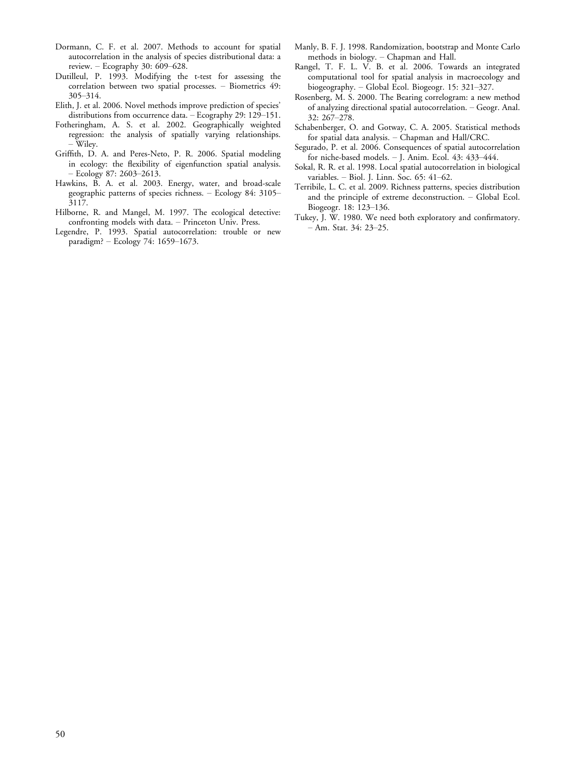Dormann, C. F. et al. 2007. Methods to account for spatial autocorrelation in the analysis of species distributional data: a review. – Ecography 30: 609–628.

Dutilleul, P. 1993. Modifying the t-test for assessing the correlation between two spatial processes. – Biometrics 49: 305–314.

Elith, J. et al. 2006. Novel methods improve prediction of species' distributions from occurrence data. – Ecography 29: 129–151.

Fotheringham, A. S. et al. 2002. Geographically weighted regression: the analysis of spatially varying relationships. – Wiley.

Griffith, D. A. and Peres-Neto, P. R. 2006. Spatial modeling in ecology: the flexibility of eigenfunction spatial analysis. – Ecology 87: 2603–2613.

Hawkins, B. A. et al. 2003. Energy, water, and broad-scale geographic patterns of species richness. – Ecology 84: 3105–3117.

Hilborne, R. and Mangel, M. 1997. The ecological detective: confronting models with data. – Princeton Univ. Press.

Legendre, P. 1993. Spatial autocorrelation: trouble or new paradigm? – Ecology 74: 1659–1673.

Manly, B. F. J. 1998. Randomization, bootstrap and Monte Carlo methods in biology. – Chapman and Hall.

Rangel, T. F. L. V. B. et al. 2006. Towards an integrated computational tool for spatial analysis in macroecology and biogeography. – Global Ecol. Biogeogr. 15: 321–327.

Rosenberg, M. S. 2000. The Bearing correlogram: a new method of analyzing directional spatial autocorrelation. – Geogr. Anal. 32: 267–278.

Schabenberger, O. and Gotway, C. A. 2005. Statistical methods for spatial data analysis. – Chapman and Hall/CRC.

Segurado, P. et al. 2006. Consequences of spatial autocorrelation for niche-based models. – J. Anim. Ecol. 43: 433–444.

Sokal, R. R. et al. 1998. Local spatial autocorrelation in biological variables. – Biol. J. Linn. Soc. 65: 41–62.

Terribile, L. C. et al. 2009. Richness patterns, species distribution and the principle of extreme deconstruction. – Global Ecol. Biogeogr. 18: 123–136.

Tukey, J. W. 1980. We need both exploratory and confirmatory. – Am. Stat. 34: 23–25.